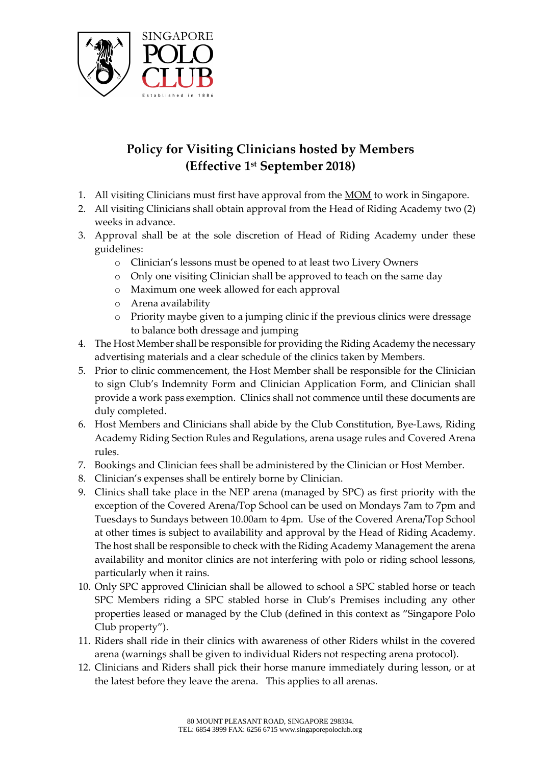SINGAPORE
POLO
CLUB
Established in 1886

# Policy for Visiting Clinicians hosted by Members (Effective 1st September 2018)

1. All visiting Clinicians must first have approval from the MOM to work in Singapore.
2. All visiting Clinicians shall obtain approval from the Head of Riding Academy two (2) weeks in advance.
3. Approval shall be at the sole discretion of Head of Riding Academy under these guidelines:
   - Clinician's lessons must be opened to at least two Livery Owners
   - Only one visiting Clinician shall be approved to teach on the same day
   - Maximum one week allowed for each approval
   - Arena availability
   - Priority maybe given to a jumping clinic if the previous clinics were dressage to balance both dressage and jumping
4. The Host Member shall be responsible for providing the Riding Academy the necessary advertising materials and a clear schedule of the clinics taken by Members.
5. Prior to clinic commencement, the Host Member shall be responsible for the Clinician to sign Club's Indemnity Form and Clinician Application Form, and Clinician shall provide a work pass exemption. Clinics shall not commence until these documents are duly completed.
6. Host Members and Clinicians shall abide by the Club Constitution, Bye-Laws, Riding Academy Riding Section Rules and Regulations, arena usage rules and Covered Arena rules.
7. Bookings and Clinician fees shall be administered by the Clinician or Host Member.
8. Clinician's expenses shall be entirely borne by Clinician.
9. Clinics shall take place in the NEP arena (managed by SPC) as first priority with the exception of the Covered Arena/Top School can be used on Mondays 7am to 7pm and Tuesdays to Sundays between 10.00am to 4pm. Use of the Covered Arena/Top School at other times is subject to availability and approval by the Head of Riding Academy. The host shall be responsible to check with the Riding Academy Management the arena availability and monitor clinics are not interfering with polo or riding school lessons, particularly when it rains.
10. Only SPC approved Clinician shall be allowed to school a SPC stabled horse or teach SPC Members riding a SPC stabled horse in Club's Premises including any other properties leased or managed by the Club (defined in this context as "Singapore Polo Club property").
11. Riders shall ride in their clinics with awareness of other Riders whilst in the covered arena (warnings shall be given to individual Riders not respecting arena protocol).
12. Clinicians and Riders shall pick their horse manure immediately during lesson, or at the latest before they leave the arena. This applies to all arenas.

80 MOUNT PLEASANT ROAD, SINGAPORE 298334.
TEL: 6854 3999 FAX: 6256 6715 www.singaporepoloclub.org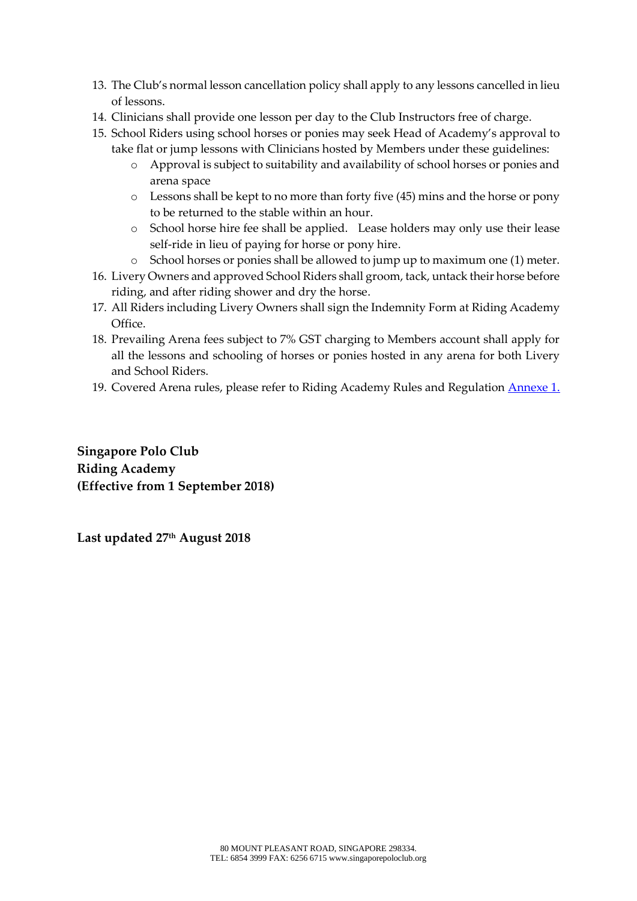13. The Club's normal lesson cancellation policy shall apply to any lessons cancelled in lieu of lessons.
14. Clinicians shall provide one lesson per day to the Club Instructors free of charge.
15. School Riders using school horses or ponies may seek Head of Academy's approval to take flat or jump lessons with Clinicians hosted by Members under these guidelines:
    - Approval is subject to suitability and availability of school horses or ponies and arena space
    - Lessons shall be kept to no more than forty five (45) mins and the horse or pony to be returned to the stable within an hour.
    - School horse hire fee shall be applied. Lease holders may only use their lease self-ride in lieu of paying for horse or pony hire.
    - School horses or ponies shall be allowed to jump up to maximum one (1) meter.
16. Livery Owners and approved School Riders shall groom, tack, untack their horse before riding, and after riding shower and dry the horse.
17. All Riders including Livery Owners shall sign the Indemnity Form at Riding Academy Office.
18. Prevailing Arena fees subject to 7% GST charging to Members account shall apply for all the lessons and schooling of horses or ponies hosted in any arena for both Livery and School Riders.
19. Covered Arena rules, please refer to Riding Academy Rules and Regulation [Annexe 1.]

**Singapore Polo Club**
**Riding Academy**
**(Effective from 1 September 2018)**

**Last updated 27th August 2018**

80 MOUNT PLEASANT ROAD, SINGAPORE 298334.
TEL: 6854 3999 FAX: 6256 6715 www.singaporepoloclub.org